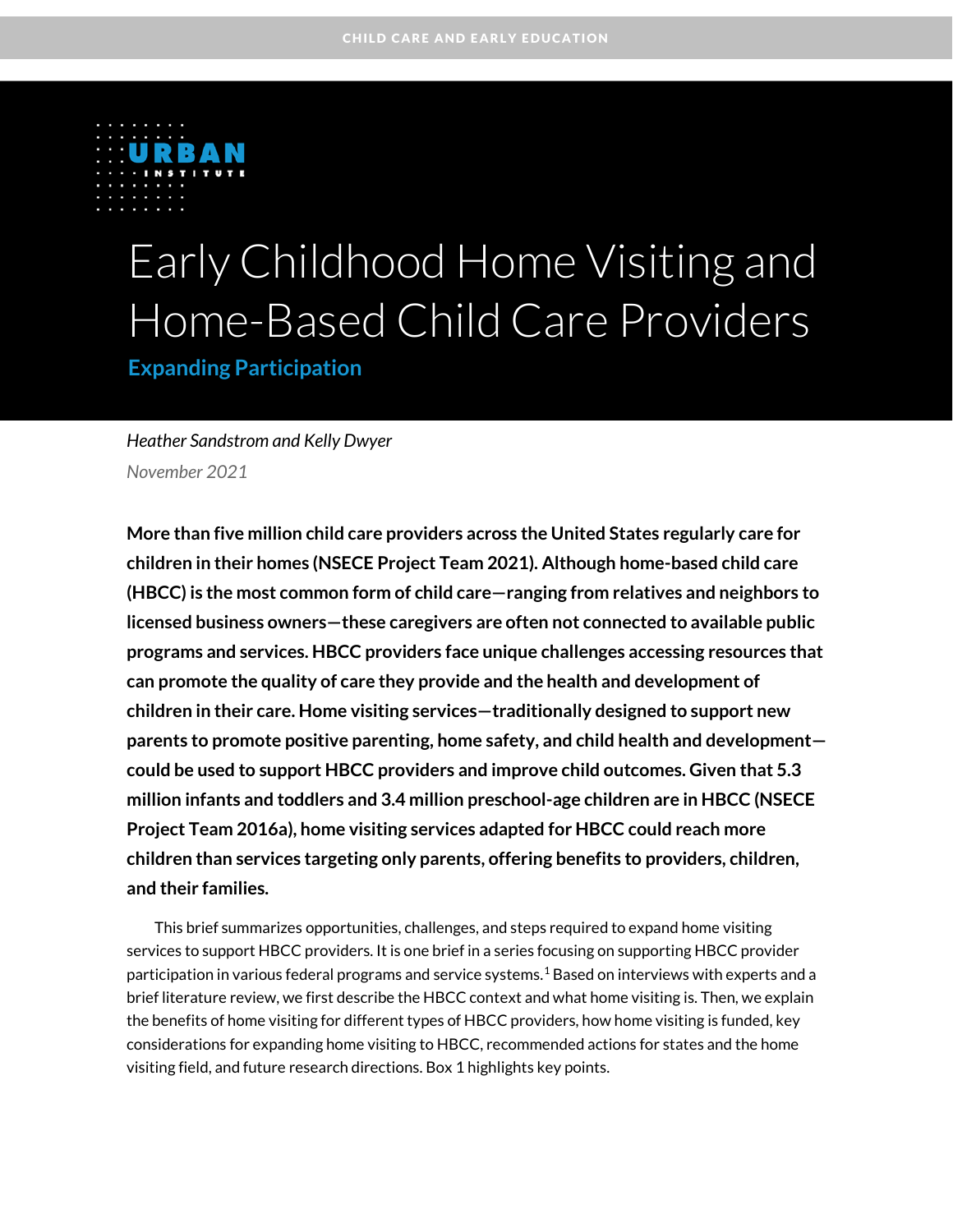CHILD CARE AND EARLY EDUCATION

URBAN INSTITUTE

# Early Childhood Home Visiting and Home-Based Child Care Providers

## Expanding Participation

*Heather Sandstrom and Kelly Dwyer*

*November 2021*

**More than five million child care providers across the United States regularly care for children in their homes (NSECE Project Team 2021). Although home-based child care (HBCC) is the most common form of child care—ranging from relatives and neighbors to licensed business owners—these caregivers are often not connected to available public programs and services. HBCC providers face unique challenges accessing resources that can promote the quality of care they provide and the health and development of children in their care. Home visiting services—traditionally designed to support new parents to promote positive parenting, home safety, and child health and development—could be used to support HBCC providers and improve child outcomes. Given that 5.3 million infants and toddlers and 3.4 million preschool-age children are in HBCC (NSECE Project Team 2016a), home visiting services adapted for HBCC could reach more children than services targeting only parents, offering benefits to providers, children, and their families.**

This brief summarizes opportunities, challenges, and steps required to expand home visiting services to support HBCC providers. It is one brief in a series focusing on supporting HBCC provider participation in various federal programs and service systems.[1] Based on interviews with experts and a brief literature review, we first describe the HBCC context and what home visiting is. Then, we explain the benefits of home visiting for different types of HBCC providers, how home visiting is funded, key considerations for expanding home visiting to HBCC, recommended actions for states and the home visiting field, and future research directions. Box 1 highlights key points.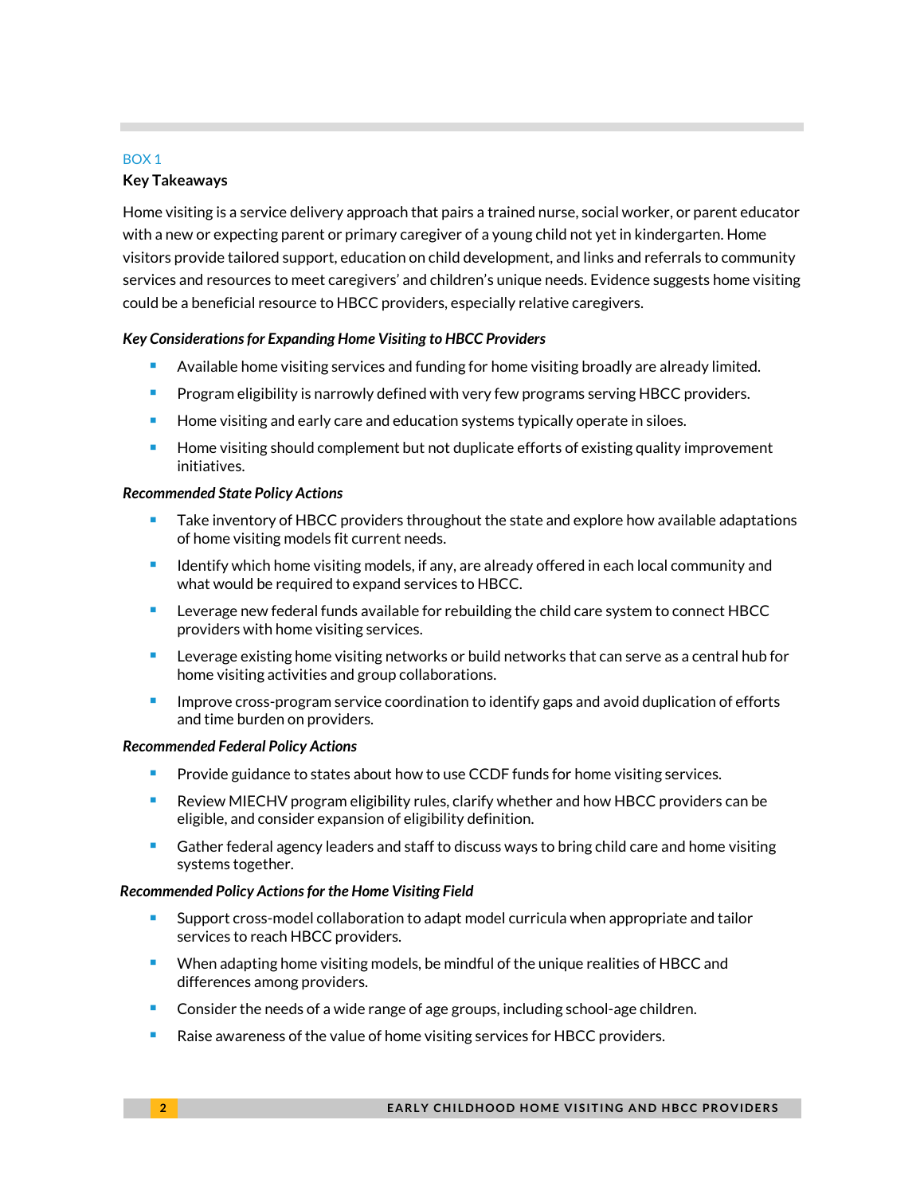BOX 1

**Key Takeaways**

Home visiting is a service delivery approach that pairs a trained nurse, social worker, or parent educator with a new or expecting parent or primary caregiver of a young child not yet in kindergarten. Home visitors provide tailored support, education on child development, and links and referrals to community services and resources to meet caregivers' and children's unique needs. Evidence suggests home visiting could be a beneficial resource to HBCC providers, especially relative caregivers.

***Key Considerations for Expanding Home Visiting to HBCC Providers***

- Available home visiting services and funding for home visiting broadly are already limited.
- Program eligibility is narrowly defined with very few programs serving HBCC providers.
- Home visiting and early care and education systems typically operate in siloes.
- Home visiting should complement but not duplicate efforts of existing quality improvement initiatives.

***Recommended State Policy Actions***

- Take inventory of HBCC providers throughout the state and explore how available adaptations of home visiting models fit current needs.
- Identify which home visiting models, if any, are already offered in each local community and what would be required to expand services to HBCC.
- Leverage new federal funds available for rebuilding the child care system to connect HBCC providers with home visiting services.
- Leverage existing home visiting networks or build networks that can serve as a central hub for home visiting activities and group collaborations.
- Improve cross-program service coordination to identify gaps and avoid duplication of efforts and time burden on providers.

***Recommended Federal Policy Actions***

- Provide guidance to states about how to use CCDF funds for home visiting services.
- Review MIECHV program eligibility rules, clarify whether and how HBCC providers can be eligible, and consider expansion of eligibility definition.
- Gather federal agency leaders and staff to discuss ways to bring child care and home visiting systems together.

***Recommended Policy Actions for the Home Visiting Field***

- Support cross-model collaboration to adapt model curricula when appropriate and tailor services to reach HBCC providers.
- When adapting home visiting models, be mindful of the unique realities of HBCC and differences among providers.
- Consider the needs of a wide range of age groups, including school-age children.
- Raise awareness of the value of home visiting services for HBCC providers.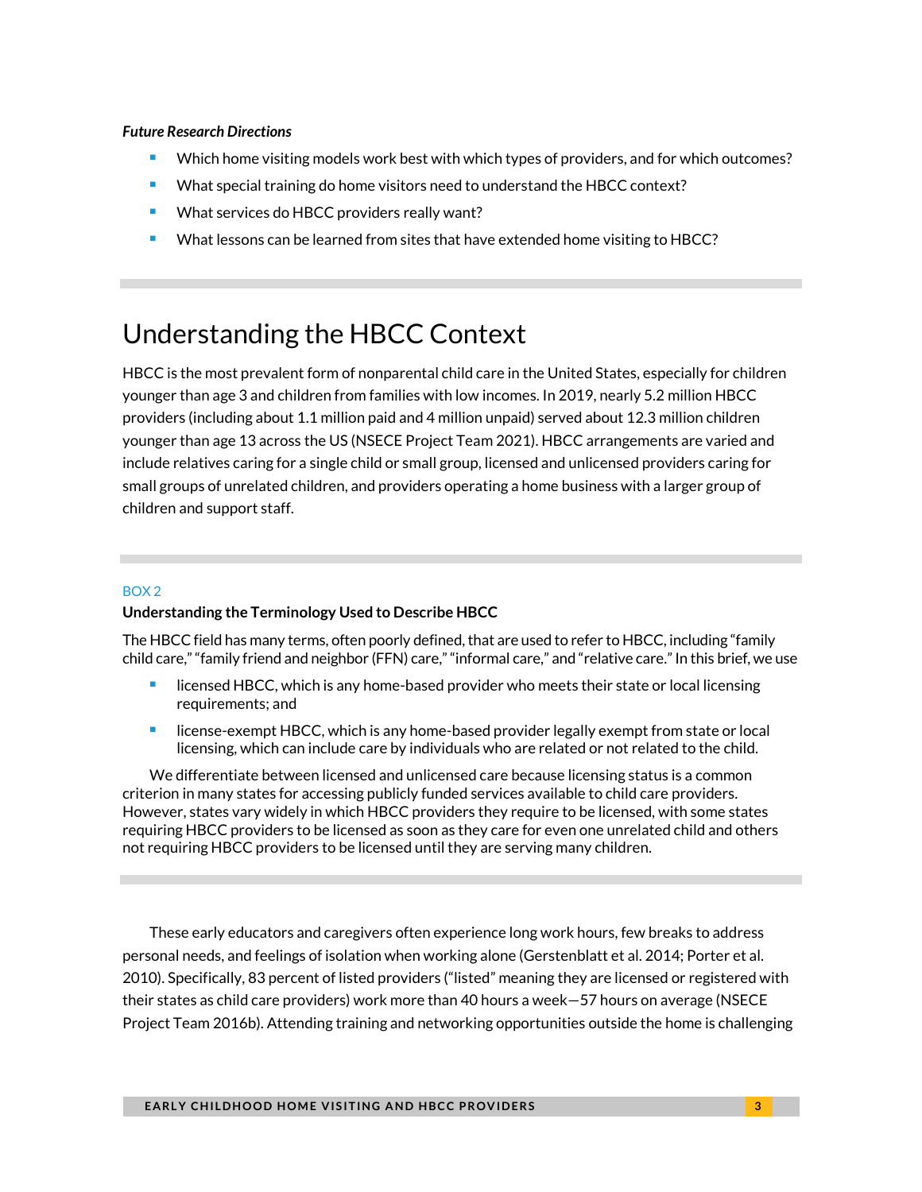***Future Research Directions***

- Which home visiting models work best with which types of providers, and for which outcomes?
- What special training do home visitors need to understand the HBCC context?
- What services do HBCC providers really want?
- What lessons can be learned from sites that have extended home visiting to HBCC?

# Understanding the HBCC Context

HBCC is the most prevalent form of nonparental child care in the United States, especially for children younger than age 3 and children from families with low incomes. In 2019, nearly 5.2 million HBCC providers (including about 1.1 million paid and 4 million unpaid) served about 12.3 million children younger than age 13 across the US (NSECE Project Team 2021). HBCC arrangements are varied and include relatives caring for a single child or small group, licensed and unlicensed providers caring for small groups of unrelated children, and providers operating a home business with a larger group of children and support staff.

BOX 2

**Understanding the Terminology Used to Describe HBCC**

The HBCC field has many terms, often poorly defined, that are used to refer to HBCC, including "family child care," "family friend and neighbor (FFN) care," "informal care," and "relative care." In this brief, we use

- licensed HBCC, which is any home-based provider who meets their state or local licensing requirements; and
- license-exempt HBCC, which is any home-based provider legally exempt from state or local licensing, which can include care by individuals who are related or not related to the child.

We differentiate between licensed and unlicensed care because licensing status is a common criterion in many states for accessing publicly funded services available to child care providers. However, states vary widely in which HBCC providers they require to be licensed, with some states requiring HBCC providers to be licensed as soon as they care for even one unrelated child and others not requiring HBCC providers to be licensed until they are serving many children.

These early educators and caregivers often experience long work hours, few breaks to address personal needs, and feelings of isolation when working alone (Gerstenblatt et al. 2014; Porter et al. 2010). Specifically, 83 percent of listed providers ("listed" meaning they are licensed or registered with their states as child care providers) work more than 40 hours a week—57 hours on average (NSECE Project Team 2016b). Attending training and networking opportunities outside the home is challenging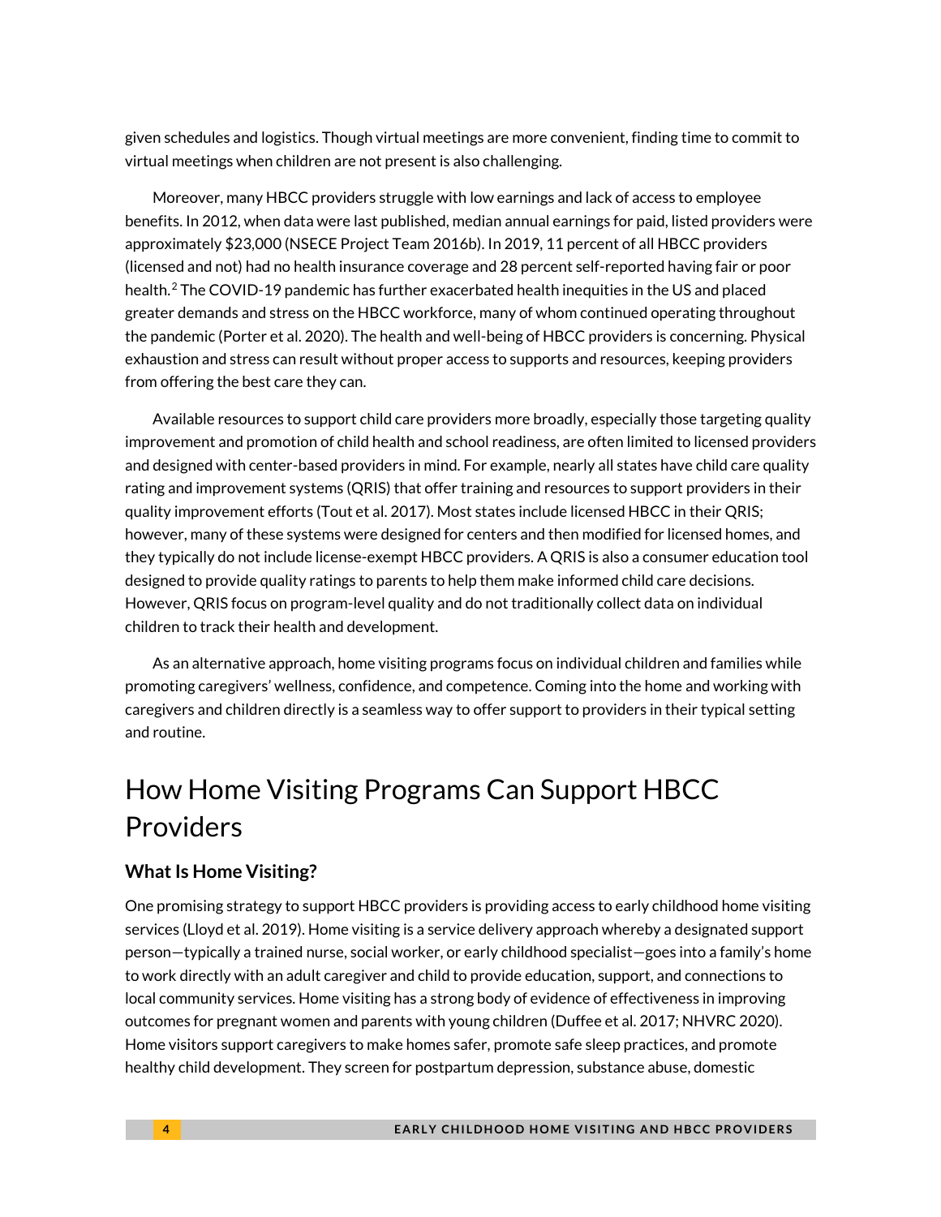given schedules and logistics. Though virtual meetings are more convenient, finding time to commit to virtual meetings when children are not present is also challenging.

Moreover, many HBCC providers struggle with low earnings and lack of access to employee benefits. In 2012, when data were last published, median annual earnings for paid, listed providers were approximately $23,000 (NSECE Project Team 2016b). In 2019, 11 percent of all HBCC providers (licensed and not) had no health insurance coverage and 28 percent self-reported having fair or poor health.[2] The COVID-19 pandemic has further exacerbated health inequities in the US and placed greater demands and stress on the HBCC workforce, many of whom continued operating throughout the pandemic (Porter et al. 2020). The health and well-being of HBCC providers is concerning. Physical exhaustion and stress can result without proper access to supports and resources, keeping providers from offering the best care they can.

Available resources to support child care providers more broadly, especially those targeting quality improvement and promotion of child health and school readiness, are often limited to licensed providers and designed with center-based providers in mind. For example, nearly all states have child care quality rating and improvement systems (QRIS) that offer training and resources to support providers in their quality improvement efforts (Tout et al. 2017). Most states include licensed HBCC in their QRIS; however, many of these systems were designed for centers and then modified for licensed homes, and they typically do not include license-exempt HBCC providers. A QRIS is also a consumer education tool designed to provide quality ratings to parents to help them make informed child care decisions. However, QRIS focus on program-level quality and do not traditionally collect data on individual children to track their health and development.

As an alternative approach, home visiting programs focus on individual children and families while promoting caregivers' wellness, confidence, and competence. Coming into the home and working with caregivers and children directly is a seamless way to offer support to providers in their typical setting and routine.

# How Home Visiting Programs Can Support HBCC Providers

### What Is Home Visiting?

One promising strategy to support HBCC providers is providing access to early childhood home visiting services (Lloyd et al. 2019). Home visiting is a service delivery approach whereby a designated support person—typically a trained nurse, social worker, or early childhood specialist—goes into a family's home to work directly with an adult caregiver and child to provide education, support, and connections to local community services. Home visiting has a strong body of evidence of effectiveness in improving outcomes for pregnant women and parents with young children (Duffee et al. 2017; NHVRC 2020). Home visitors support caregivers to make homes safer, promote safe sleep practices, and promote healthy child development. They screen for postpartum depression, substance abuse, domestic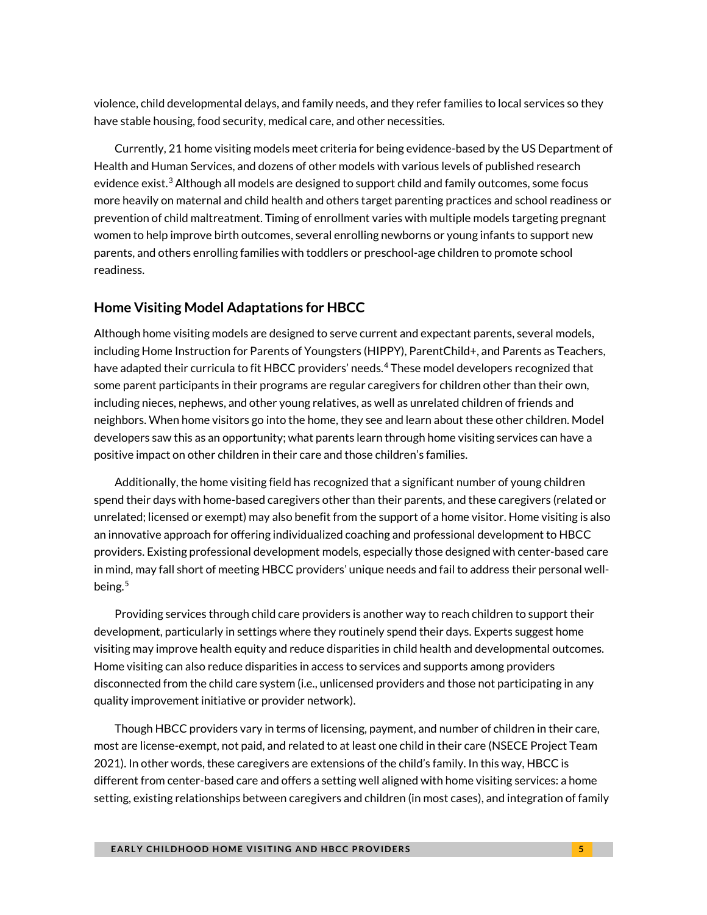violence, child developmental delays, and family needs, and they refer families to local services so they have stable housing, food security, medical care, and other necessities.

Currently, 21 home visiting models meet criteria for being evidence-based by the US Department of Health and Human Services, and dozens of other models with various levels of published research evidence exist.[3] Although all models are designed to support child and family outcomes, some focus more heavily on maternal and child health and others target parenting practices and school readiness or prevention of child maltreatment. Timing of enrollment varies with multiple models targeting pregnant women to help improve birth outcomes, several enrolling newborns or young infants to support new parents, and others enrolling families with toddlers or preschool-age children to promote school readiness.

## Home Visiting Model Adaptations for HBCC

Although home visiting models are designed to serve current and expectant parents, several models, including Home Instruction for Parents of Youngsters (HIPPY), ParentChild+, and Parents as Teachers, have adapted their curricula to fit HBCC providers' needs.[4] These model developers recognized that some parent participants in their programs are regular caregivers for children other than their own, including nieces, nephews, and other young relatives, as well as unrelated children of friends and neighbors. When home visitors go into the home, they see and learn about these other children. Model developers saw this as an opportunity; what parents learn through home visiting services can have a positive impact on other children in their care and those children's families.

Additionally, the home visiting field has recognized that a significant number of young children spend their days with home-based caregivers other than their parents, and these caregivers (related or unrelated; licensed or exempt) may also benefit from the support of a home visitor. Home visiting is also an innovative approach for offering individualized coaching and professional development to HBCC providers. Existing professional development models, especially those designed with center-based care in mind, may fall short of meeting HBCC providers' unique needs and fail to address their personal well-being.[5]

Providing services through child care providers is another way to reach children to support their development, particularly in settings where they routinely spend their days. Experts suggest home visiting may improve health equity and reduce disparities in child health and developmental outcomes. Home visiting can also reduce disparities in access to services and supports among providers disconnected from the child care system (i.e., unlicensed providers and those not participating in any quality improvement initiative or provider network).

Though HBCC providers vary in terms of licensing, payment, and number of children in their care, most are license-exempt, not paid, and related to at least one child in their care (NSECE Project Team 2021). In other words, these caregivers are extensions of the child's family. In this way, HBCC is different from center-based care and offers a setting well aligned with home visiting services: a home setting, existing relationships between caregivers and children (in most cases), and integration of family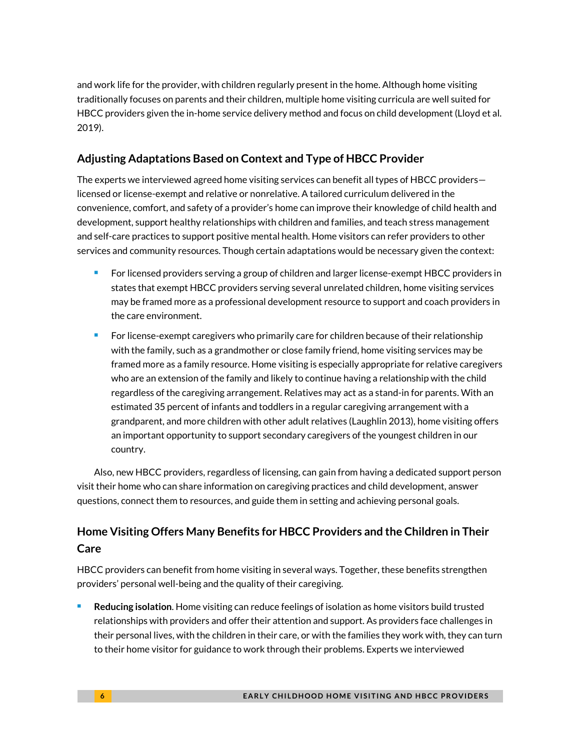and work life for the provider, with children regularly present in the home. Although home visiting traditionally focuses on parents and their children, multiple home visiting curricula are well suited for HBCC providers given the in-home service delivery method and focus on child development (Lloyd et al. 2019).

## Adjusting Adaptations Based on Context and Type of HBCC Provider

The experts we interviewed agreed home visiting services can benefit all types of HBCC providers—licensed or license-exempt and relative or nonrelative. A tailored curriculum delivered in the convenience, comfort, and safety of a provider's home can improve their knowledge of child health and development, support healthy relationships with children and families, and teach stress management and self-care practices to support positive mental health. Home visitors can refer providers to other services and community resources. Though certain adaptations would be necessary given the context:

- For licensed providers serving a group of children and larger license-exempt HBCC providers in states that exempt HBCC providers serving several unrelated children, home visiting services may be framed more as a professional development resource to support and coach providers in the care environment.
- For license-exempt caregivers who primarily care for children because of their relationship with the family, such as a grandmother or close family friend, home visiting services may be framed more as a family resource. Home visiting is especially appropriate for relative caregivers who are an extension of the family and likely to continue having a relationship with the child regardless of the caregiving arrangement. Relatives may act as a stand-in for parents. With an estimated 35 percent of infants and toddlers in a regular caregiving arrangement with a grandparent, and more children with other adult relatives (Laughlin 2013), home visiting offers an important opportunity to support secondary caregivers of the youngest children in our country.

Also, new HBCC providers, regardless of licensing, can gain from having a dedicated support person visit their home who can share information on caregiving practices and child development, answer questions, connect them to resources, and guide them in setting and achieving personal goals.

## Home Visiting Offers Many Benefits for HBCC Providers and the Children in Their Care

HBCC providers can benefit from home visiting in several ways. Together, these benefits strengthen providers' personal well-being and the quality of their caregiving.

- **Reducing isolation**. Home visiting can reduce feelings of isolation as home visitors build trusted relationships with providers and offer their attention and support. As providers face challenges in their personal lives, with the children in their care, or with the families they work with, they can turn to their home visitor for guidance to work through their problems. Experts we interviewed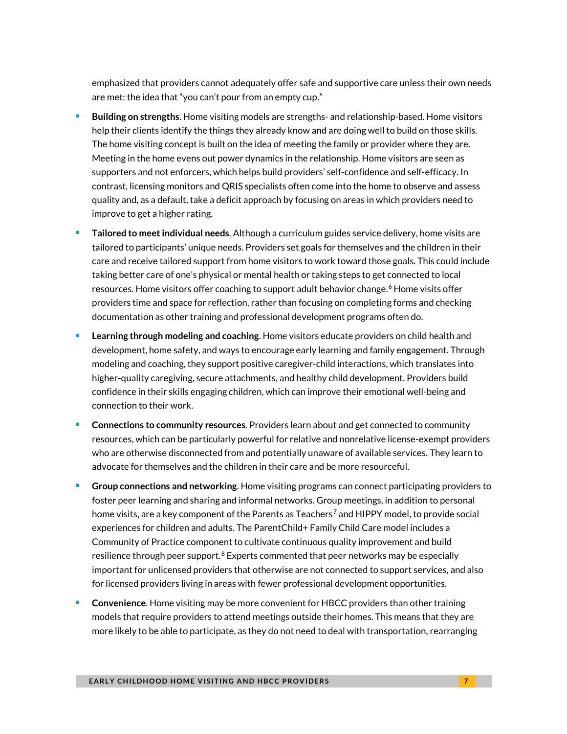emphasized that providers cannot adequately offer safe and supportive care unless their own needs are met: the idea that "you can't pour from an empty cup."

- **Building on strengths**. Home visiting models are strengths- and relationship-based. Home visitors help their clients identify the things they already know and are doing well to build on those skills. The home visiting concept is built on the idea of meeting the family or provider where they are. Meeting in the home evens out power dynamics in the relationship. Home visitors are seen as supporters and not enforcers, which helps build providers' self-confidence and self-efficacy. In contrast, licensing monitors and QRIS specialists often come into the home to observe and assess quality and, as a default, take a deficit approach by focusing on areas in which providers need to improve to get a higher rating.
- **Tailored to meet individual needs**. Although a curriculum guides service delivery, home visits are tailored to participants' unique needs. Providers set goals for themselves and the children in their care and receive tailored support from home visitors to work toward those goals. This could include taking better care of one's physical or mental health or taking steps to get connected to local resources. Home visitors offer coaching to support adult behavior change.[6] Home visits offer providers time and space for reflection, rather than focusing on completing forms and checking documentation as other training and professional development programs often do.
- **Learning through modeling and coaching**. Home visitors educate providers on child health and development, home safety, and ways to encourage early learning and family engagement. Through modeling and coaching, they support positive caregiver-child interactions, which translates into higher-quality caregiving, secure attachments, and healthy child development. Providers build confidence in their skills engaging children, which can improve their emotional well-being and connection to their work.
- **Connections to community resources**. Providers learn about and get connected to community resources, which can be particularly powerful for relative and nonrelative license-exempt providers who are otherwise disconnected from and potentially unaware of available services. They learn to advocate for themselves and the children in their care and be more resourceful.
- **Group connections and networking**. Home visiting programs can connect participating providers to foster peer learning and sharing and informal networks. Group meetings, in addition to personal home visits, are a key component of the Parents as Teachers[7] and HIPPY model, to provide social experiences for children and adults. The ParentChild+ Family Child Care model includes a Community of Practice component to cultivate continuous quality improvement and build resilience through peer support.[8] Experts commented that peer networks may be especially important for unlicensed providers that otherwise are not connected to support services, and also for licensed providers living in areas with fewer professional development opportunities.
- **Convenience**. Home visiting may be more convenient for HBCC providers than other training models that require providers to attend meetings outside their homes. This means that they are more likely to be able to participate, as they do not need to deal with transportation, rearranging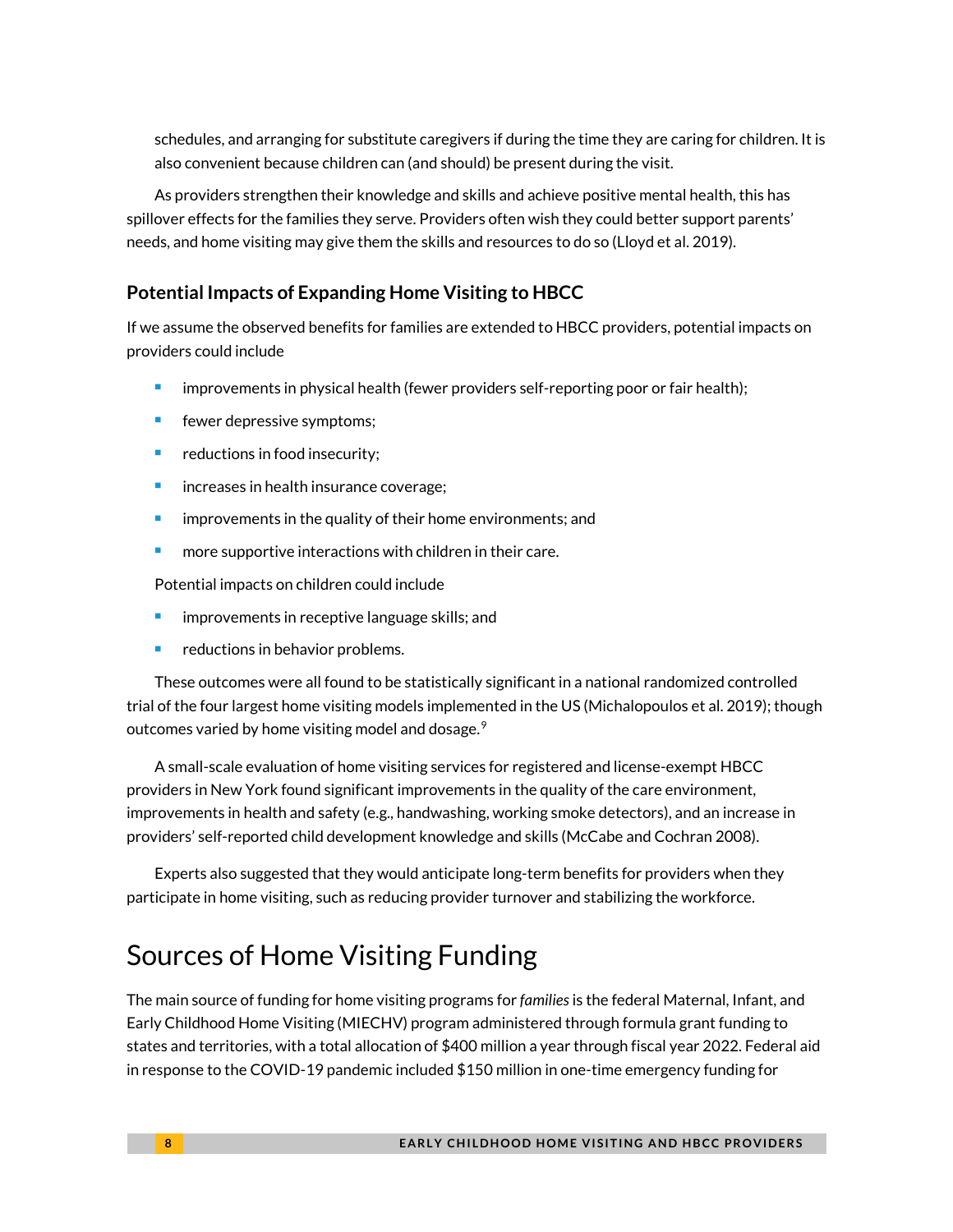schedules, and arranging for substitute caregivers if during the time they are caring for children. It is also convenient because children can (and should) be present during the visit.

As providers strengthen their knowledge and skills and achieve positive mental health, this has spillover effects for the families they serve. Providers often wish they could better support parents' needs, and home visiting may give them the skills and resources to do so (Lloyd et al. 2019).

### Potential Impacts of Expanding Home Visiting to HBCC

If we assume the observed benefits for families are extended to HBCC providers, potential impacts on providers could include

- improvements in physical health (fewer providers self-reporting poor or fair health);
- fewer depressive symptoms;
- reductions in food insecurity;
- increases in health insurance coverage;
- improvements in the quality of their home environments; and
- more supportive interactions with children in their care.

Potential impacts on children could include

- improvements in receptive language skills; and
- reductions in behavior problems.

These outcomes were all found to be statistically significant in a national randomized controlled trial of the four largest home visiting models implemented in the US (Michalopoulos et al. 2019); though outcomes varied by home visiting model and dosage.[9]

A small-scale evaluation of home visiting services for registered and license-exempt HBCC providers in New York found significant improvements in the quality of the care environment, improvements in health and safety (e.g., handwashing, working smoke detectors), and an increase in providers' self-reported child development knowledge and skills (McCabe and Cochran 2008).

Experts also suggested that they would anticipate long-term benefits for providers when they participate in home visiting, such as reducing provider turnover and stabilizing the workforce.

## Sources of Home Visiting Funding

The main source of funding for home visiting programs for *families* is the federal Maternal, Infant, and Early Childhood Home Visiting (MIECHV) program administered through formula grant funding to states and territories, with a total allocation of $400 million a year through fiscal year 2022. Federal aid in response to the COVID-19 pandemic included $150 million in one-time emergency funding for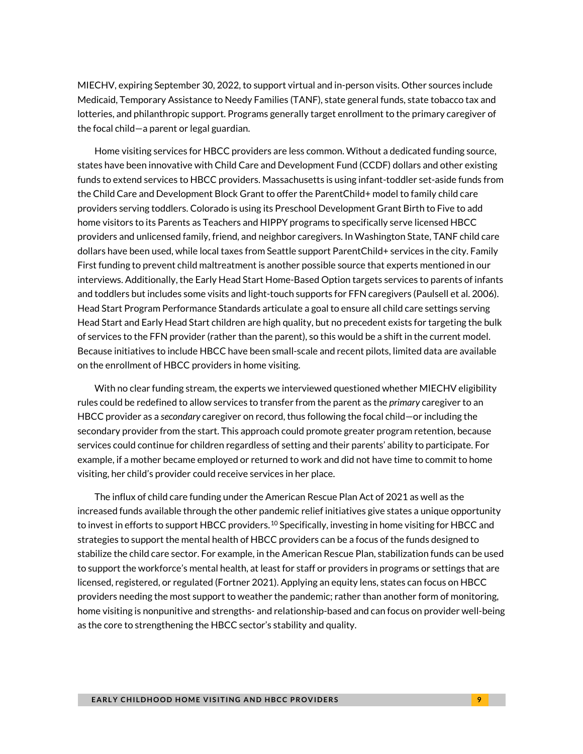MIECHV, expiring September 30, 2022, to support virtual and in-person visits. Other sources include Medicaid, Temporary Assistance to Needy Families (TANF), state general funds, state tobacco tax and lotteries, and philanthropic support. Programs generally target enrollment to the primary caregiver of the focal child—a parent or legal guardian.

Home visiting services for HBCC providers are less common. Without a dedicated funding source, states have been innovative with Child Care and Development Fund (CCDF) dollars and other existing funds to extend services to HBCC providers. Massachusetts is using infant-toddler set-aside funds from the Child Care and Development Block Grant to offer the ParentChild+ model to family child care providers serving toddlers. Colorado is using its Preschool Development Grant Birth to Five to add home visitors to its Parents as Teachers and HIPPY programs to specifically serve licensed HBCC providers and unlicensed family, friend, and neighbor caregivers. In Washington State, TANF child care dollars have been used, while local taxes from Seattle support ParentChild+ services in the city. Family First funding to prevent child maltreatment is another possible source that experts mentioned in our interviews. Additionally, the Early Head Start Home-Based Option targets services to parents of infants and toddlers but includes some visits and light-touch supports for FFN caregivers (Paulsell et al. 2006). Head Start Program Performance Standards articulate a goal to ensure all child care settings serving Head Start and Early Head Start children are high quality, but no precedent exists for targeting the bulk of services to the FFN provider (rather than the parent), so this would be a shift in the current model. Because initiatives to include HBCC have been small-scale and recent pilots, limited data are available on the enrollment of HBCC providers in home visiting.

With no clear funding stream, the experts we interviewed questioned whether MIECHV eligibility rules could be redefined to allow services to transfer from the parent as the *primary* caregiver to an HBCC provider as a *secondary* caregiver on record, thus following the focal child—or including the secondary provider from the start. This approach could promote greater program retention, because services could continue for children regardless of setting and their parents' ability to participate. For example, if a mother became employed or returned to work and did not have time to commit to home visiting, her child's provider could receive services in her place.

The influx of child care funding under the American Rescue Plan Act of 2021 as well as the increased funds available through the other pandemic relief initiatives give states a unique opportunity to invest in efforts to support HBCC providers.[10] Specifically, investing in home visiting for HBCC and strategies to support the mental health of HBCC providers can be a focus of the funds designed to stabilize the child care sector. For example, in the American Rescue Plan, stabilization funds can be used to support the workforce's mental health, at least for staff or providers in programs or settings that are licensed, registered, or regulated (Fortner 2021). Applying an equity lens, states can focus on HBCC providers needing the most support to weather the pandemic; rather than another form of monitoring, home visiting is nonpunitive and strengths- and relationship-based and can focus on provider well-being as the core to strengthening the HBCC sector's stability and quality.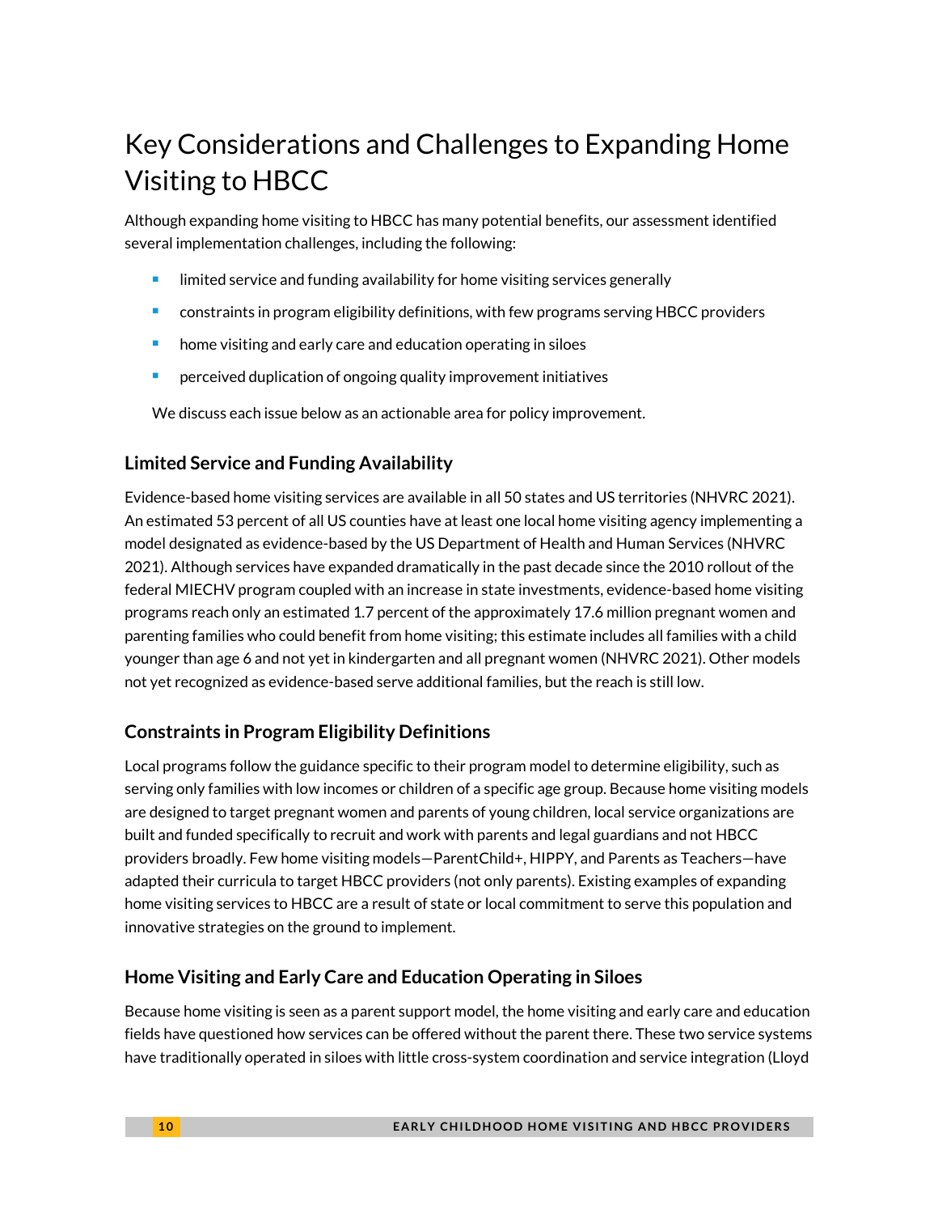# Key Considerations and Challenges to Expanding Home Visiting to HBCC

Although expanding home visiting to HBCC has many potential benefits, our assessment identified several implementation challenges, including the following:

- limited service and funding availability for home visiting services generally
- constraints in program eligibility definitions, with few programs serving HBCC providers
- home visiting and early care and education operating in siloes
- perceived duplication of ongoing quality improvement initiatives

We discuss each issue below as an actionable area for policy improvement.

## Limited Service and Funding Availability

Evidence-based home visiting services are available in all 50 states and US territories (NHVRC 2021). An estimated 53 percent of all US counties have at least one local home visiting agency implementing a model designated as evidence-based by the US Department of Health and Human Services (NHVRC 2021). Although services have expanded dramatically in the past decade since the 2010 rollout of the federal MIECHV program coupled with an increase in state investments, evidence-based home visiting programs reach only an estimated 1.7 percent of the approximately 17.6 million pregnant women and parenting families who could benefit from home visiting; this estimate includes all families with a child younger than age 6 and not yet in kindergarten and all pregnant women (NHVRC 2021). Other models not yet recognized as evidence-based serve additional families, but the reach is still low.

## Constraints in Program Eligibility Definitions

Local programs follow the guidance specific to their program model to determine eligibility, such as serving only families with low incomes or children of a specific age group. Because home visiting models are designed to target pregnant women and parents of young children, local service organizations are built and funded specifically to recruit and work with parents and legal guardians and not HBCC providers broadly. Few home visiting models—ParentChild+, HIPPY, and Parents as Teachers—have adapted their curricula to target HBCC providers (not only parents). Existing examples of expanding home visiting services to HBCC are a result of state or local commitment to serve this population and innovative strategies on the ground to implement.

## Home Visiting and Early Care and Education Operating in Siloes

Because home visiting is seen as a parent support model, the home visiting and early care and education fields have questioned how services can be offered without the parent there. These two service systems have traditionally operated in siloes with little cross-system coordination and service integration (Lloyd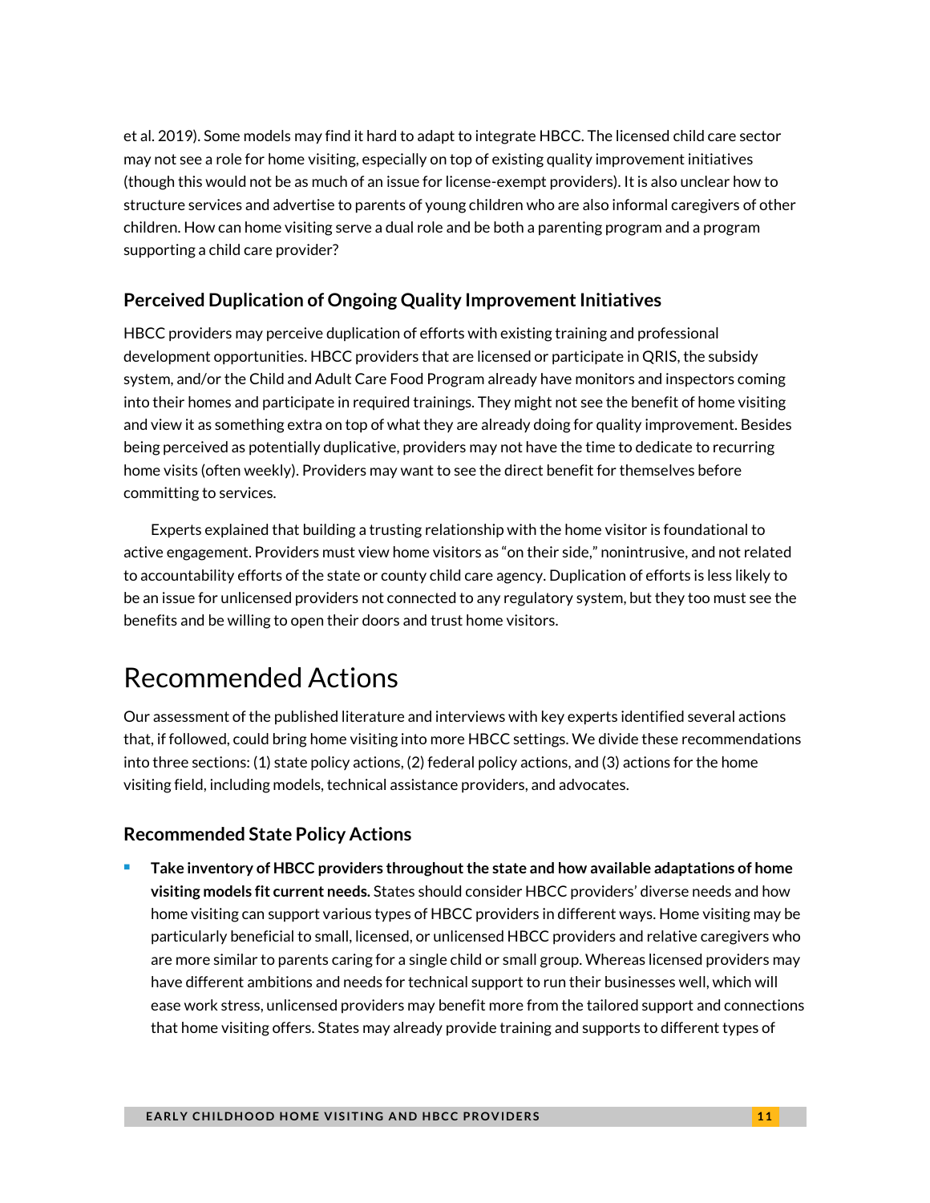et al. 2019). Some models may find it hard to adapt to integrate HBCC. The licensed child care sector may not see a role for home visiting, especially on top of existing quality improvement initiatives (though this would not be as much of an issue for license-exempt providers). It is also unclear how to structure services and advertise to parents of young children who are also informal caregivers of other children. How can home visiting serve a dual role and be both a parenting program and a program supporting a child care provider?

### Perceived Duplication of Ongoing Quality Improvement Initiatives

HBCC providers may perceive duplication of efforts with existing training and professional development opportunities. HBCC providers that are licensed or participate in QRIS, the subsidy system, and/or the Child and Adult Care Food Program already have monitors and inspectors coming into their homes and participate in required trainings. They might not see the benefit of home visiting and view it as something extra on top of what they are already doing for quality improvement. Besides being perceived as potentially duplicative, providers may not have the time to dedicate to recurring home visits (often weekly). Providers may want to see the direct benefit for themselves before committing to services.

Experts explained that building a trusting relationship with the home visitor is foundational to active engagement. Providers must view home visitors as "on their side," nonintrusive, and not related to accountability efforts of the state or county child care agency. Duplication of efforts is less likely to be an issue for unlicensed providers not connected to any regulatory system, but they too must see the benefits and be willing to open their doors and trust home visitors.

## Recommended Actions

Our assessment of the published literature and interviews with key experts identified several actions that, if followed, could bring home visiting into more HBCC settings. We divide these recommendations into three sections: (1) state policy actions, (2) federal policy actions, and (3) actions for the home visiting field, including models, technical assistance providers, and advocates.

### Recommended State Policy Actions

- **Take inventory of HBCC providers throughout the state and how available adaptations of home visiting models fit current needs.** States should consider HBCC providers' diverse needs and how home visiting can support various types of HBCC providers in different ways. Home visiting may be particularly beneficial to small, licensed, or unlicensed HBCC providers and relative caregivers who are more similar to parents caring for a single child or small group. Whereas licensed providers may have different ambitions and needs for technical support to run their businesses well, which will ease work stress, unlicensed providers may benefit more from the tailored support and connections that home visiting offers. States may already provide training and supports to different types of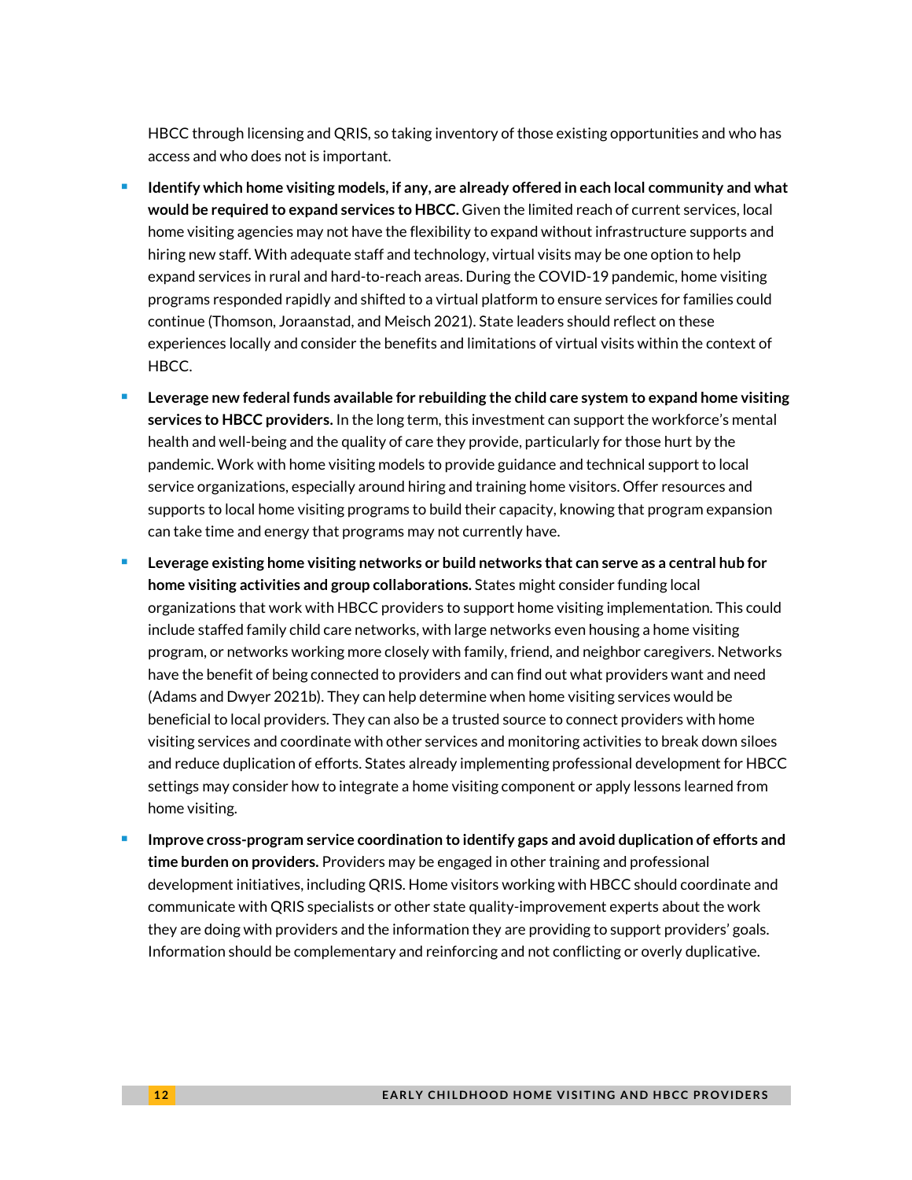HBCC through licensing and QRIS, so taking inventory of those existing opportunities and who has access and who does not is important.

- **Identify which home visiting models, if any, are already offered in each local community and what would be required to expand services to HBCC.** Given the limited reach of current services, local home visiting agencies may not have the flexibility to expand without infrastructure supports and hiring new staff. With adequate staff and technology, virtual visits may be one option to help expand services in rural and hard-to-reach areas. During the COVID-19 pandemic, home visiting programs responded rapidly and shifted to a virtual platform to ensure services for families could continue (Thomson, Joraanstad, and Meisch 2021). State leaders should reflect on these experiences locally and consider the benefits and limitations of virtual visits within the context of HBCC.
- **Leverage new federal funds available for rebuilding the child care system to expand home visiting services to HBCC providers.** In the long term, this investment can support the workforce's mental health and well-being and the quality of care they provide, particularly for those hurt by the pandemic. Work with home visiting models to provide guidance and technical support to local service organizations, especially around hiring and training home visitors. Offer resources and supports to local home visiting programs to build their capacity, knowing that program expansion can take time and energy that programs may not currently have.
- **Leverage existing home visiting networks or build networks that can serve as a central hub for home visiting activities and group collaborations.** States might consider funding local organizations that work with HBCC providers to support home visiting implementation. This could include staffed family child care networks, with large networks even housing a home visiting program, or networks working more closely with family, friend, and neighbor caregivers. Networks have the benefit of being connected to providers and can find out what providers want and need (Adams and Dwyer 2021b). They can help determine when home visiting services would be beneficial to local providers. They can also be a trusted source to connect providers with home visiting services and coordinate with other services and monitoring activities to break down siloes and reduce duplication of efforts. States already implementing professional development for HBCC settings may consider how to integrate a home visiting component or apply lessons learned from home visiting.
- **Improve cross-program service coordination to identify gaps and avoid duplication of efforts and time burden on providers.** Providers may be engaged in other training and professional development initiatives, including QRIS. Home visitors working with HBCC should coordinate and communicate with QRIS specialists or other state quality-improvement experts about the work they are doing with providers and the information they are providing to support providers' goals. Information should be complementary and reinforcing and not conflicting or overly duplicative.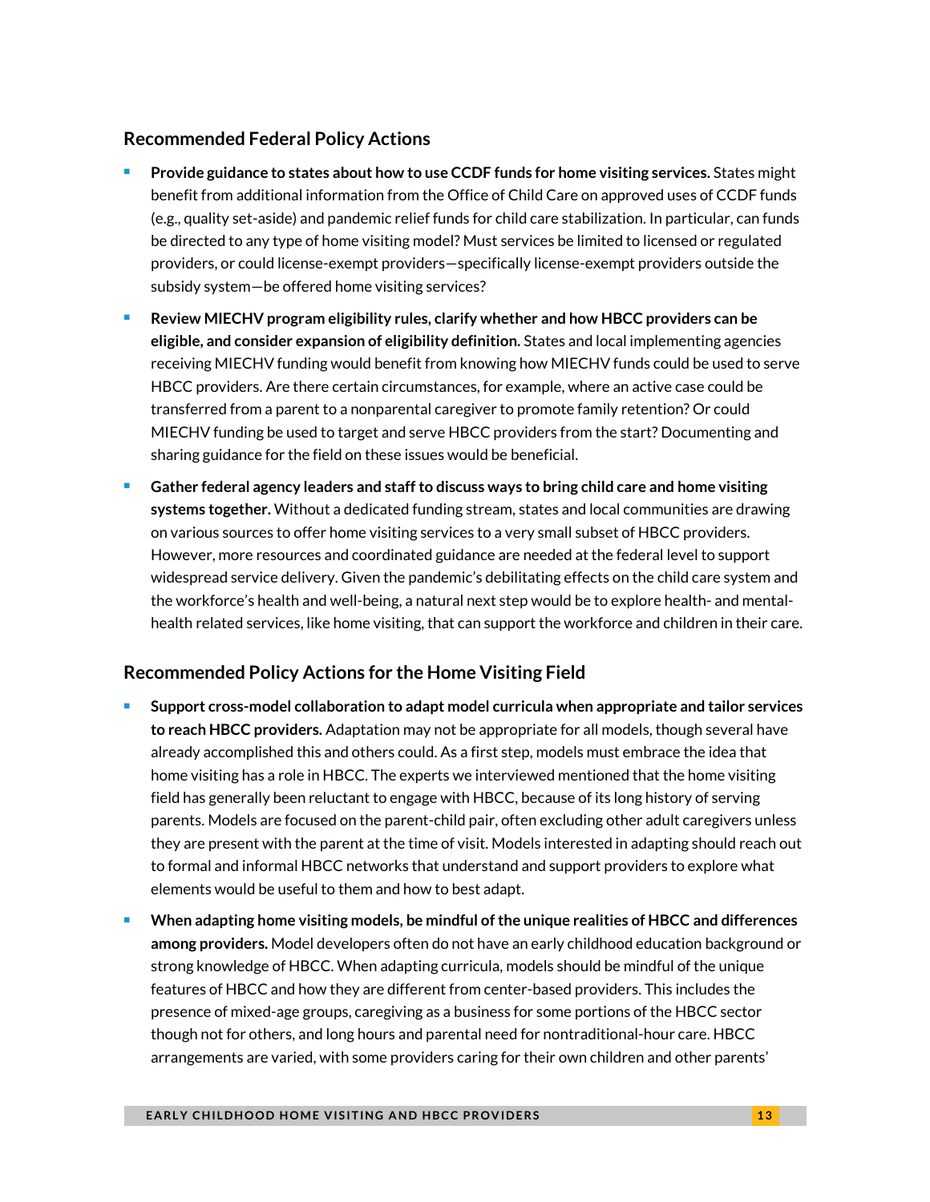### Recommended Federal Policy Actions

- **Provide guidance to states about how to use CCDF funds for home visiting services.** States might benefit from additional information from the Office of Child Care on approved uses of CCDF funds (e.g., quality set-aside) and pandemic relief funds for child care stabilization. In particular, can funds be directed to any type of home visiting model? Must services be limited to licensed or regulated providers, or could license-exempt providers—specifically license-exempt providers outside the subsidy system—be offered home visiting services?
- **Review MIECHV program eligibility rules, clarify whether and how HBCC providers can be eligible, and consider expansion of eligibility definition.** States and local implementing agencies receiving MIECHV funding would benefit from knowing how MIECHV funds could be used to serve HBCC providers. Are there certain circumstances, for example, where an active case could be transferred from a parent to a nonparental caregiver to promote family retention? Or could MIECHV funding be used to target and serve HBCC providers from the start? Documenting and sharing guidance for the field on these issues would be beneficial.
- **Gather federal agency leaders and staff to discuss ways to bring child care and home visiting systems together.** Without a dedicated funding stream, states and local communities are drawing on various sources to offer home visiting services to a very small subset of HBCC providers. However, more resources and coordinated guidance are needed at the federal level to support widespread service delivery. Given the pandemic's debilitating effects on the child care system and the workforce's health and well-being, a natural next step would be to explore health- and mental-health related services, like home visiting, that can support the workforce and children in their care.

### Recommended Policy Actions for the Home Visiting Field

- **Support cross-model collaboration to adapt model curricula when appropriate and tailor services to reach HBCC providers.** Adaptation may not be appropriate for all models, though several have already accomplished this and others could. As a first step, models must embrace the idea that home visiting has a role in HBCC. The experts we interviewed mentioned that the home visiting field has generally been reluctant to engage with HBCC, because of its long history of serving parents. Models are focused on the parent-child pair, often excluding other adult caregivers unless they are present with the parent at the time of visit. Models interested in adapting should reach out to formal and informal HBCC networks that understand and support providers to explore what elements would be useful to them and how to best adapt.
- **When adapting home visiting models, be mindful of the unique realities of HBCC and differences among providers.** Model developers often do not have an early childhood education background or strong knowledge of HBCC. When adapting curricula, models should be mindful of the unique features of HBCC and how they are different from center-based providers. This includes the presence of mixed-age groups, caregiving as a business for some portions of the HBCC sector though not for others, and long hours and parental need for nontraditional-hour care. HBCC arrangements are varied, with some providers caring for their own children and other parents'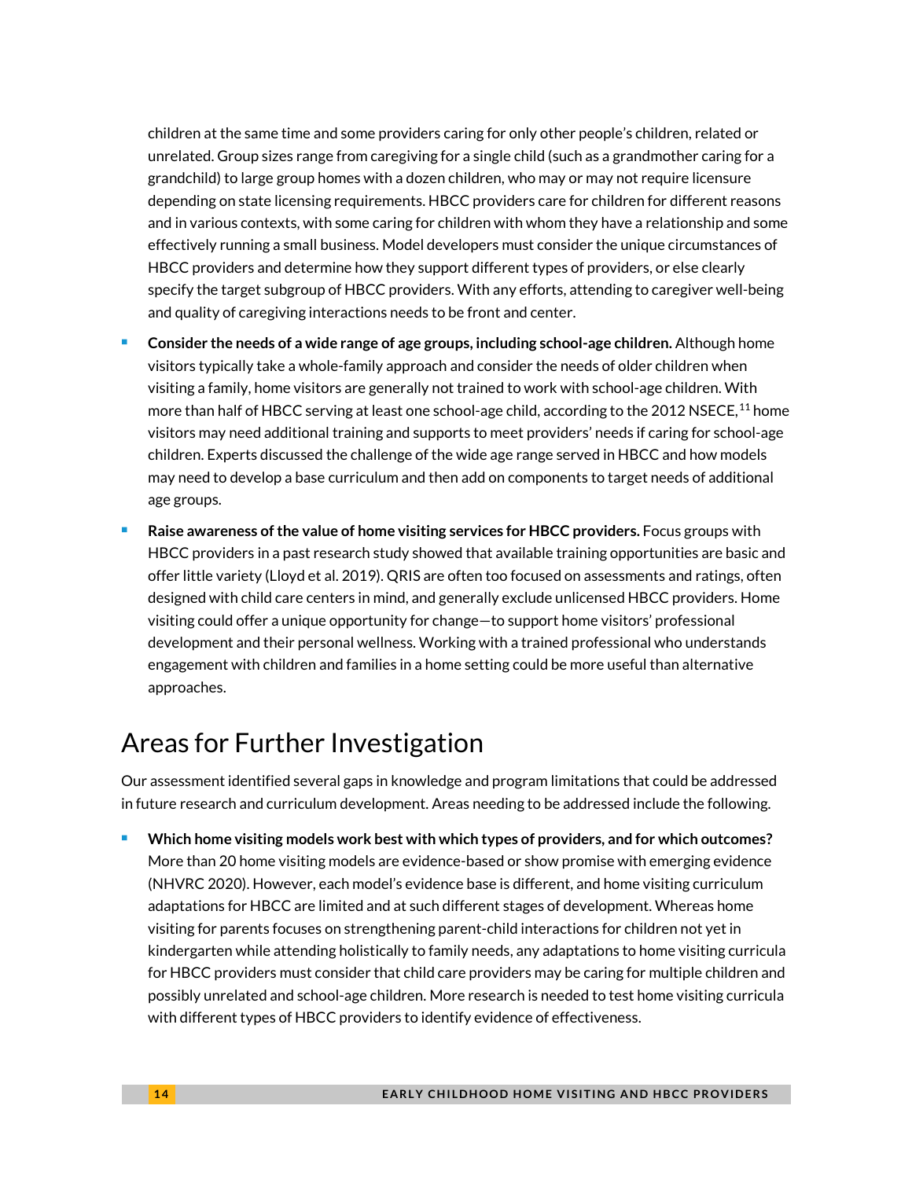children at the same time and some providers caring for only other people's children, related or unrelated. Group sizes range from caregiving for a single child (such as a grandmother caring for a grandchild) to large group homes with a dozen children, who may or may not require licensure depending on state licensing requirements. HBCC providers care for children for different reasons and in various contexts, with some caring for children with whom they have a relationship and some effectively running a small business. Model developers must consider the unique circumstances of HBCC providers and determine how they support different types of providers, or else clearly specify the target subgroup of HBCC providers. With any efforts, attending to caregiver well-being and quality of caregiving interactions needs to be front and center.

- **Consider the needs of a wide range of age groups, including school-age children.** Although home visitors typically take a whole-family approach and consider the needs of older children when visiting a family, home visitors are generally not trained to work with school-age children. With more than half of HBCC serving at least one school-age child, according to the 2012 NSECE,[11] home visitors may need additional training and supports to meet providers' needs if caring for school-age children. Experts discussed the challenge of the wide age range served in HBCC and how models may need to develop a base curriculum and then add on components to target needs of additional age groups.
- **Raise awareness of the value of home visiting services for HBCC providers.** Focus groups with HBCC providers in a past research study showed that available training opportunities are basic and offer little variety (Lloyd et al. 2019). QRIS are often too focused on assessments and ratings, often designed with child care centers in mind, and generally exclude unlicensed HBCC providers. Home visiting could offer a unique opportunity for change—to support home visitors' professional development and their personal wellness. Working with a trained professional who understands engagement with children and families in a home setting could be more useful than alternative approaches.

## Areas for Further Investigation

Our assessment identified several gaps in knowledge and program limitations that could be addressed in future research and curriculum development. Areas needing to be addressed include the following.

- **Which home visiting models work best with which types of providers, and for which outcomes?** More than 20 home visiting models are evidence-based or show promise with emerging evidence (NHVRC 2020). However, each model's evidence base is different, and home visiting curriculum adaptations for HBCC are limited and at such different stages of development. Whereas home visiting for parents focuses on strengthening parent-child interactions for children not yet in kindergarten while attending holistically to family needs, any adaptations to home visiting curricula for HBCC providers must consider that child care providers may be caring for multiple children and possibly unrelated and school-age children. More research is needed to test home visiting curricula with different types of HBCC providers to identify evidence of effectiveness.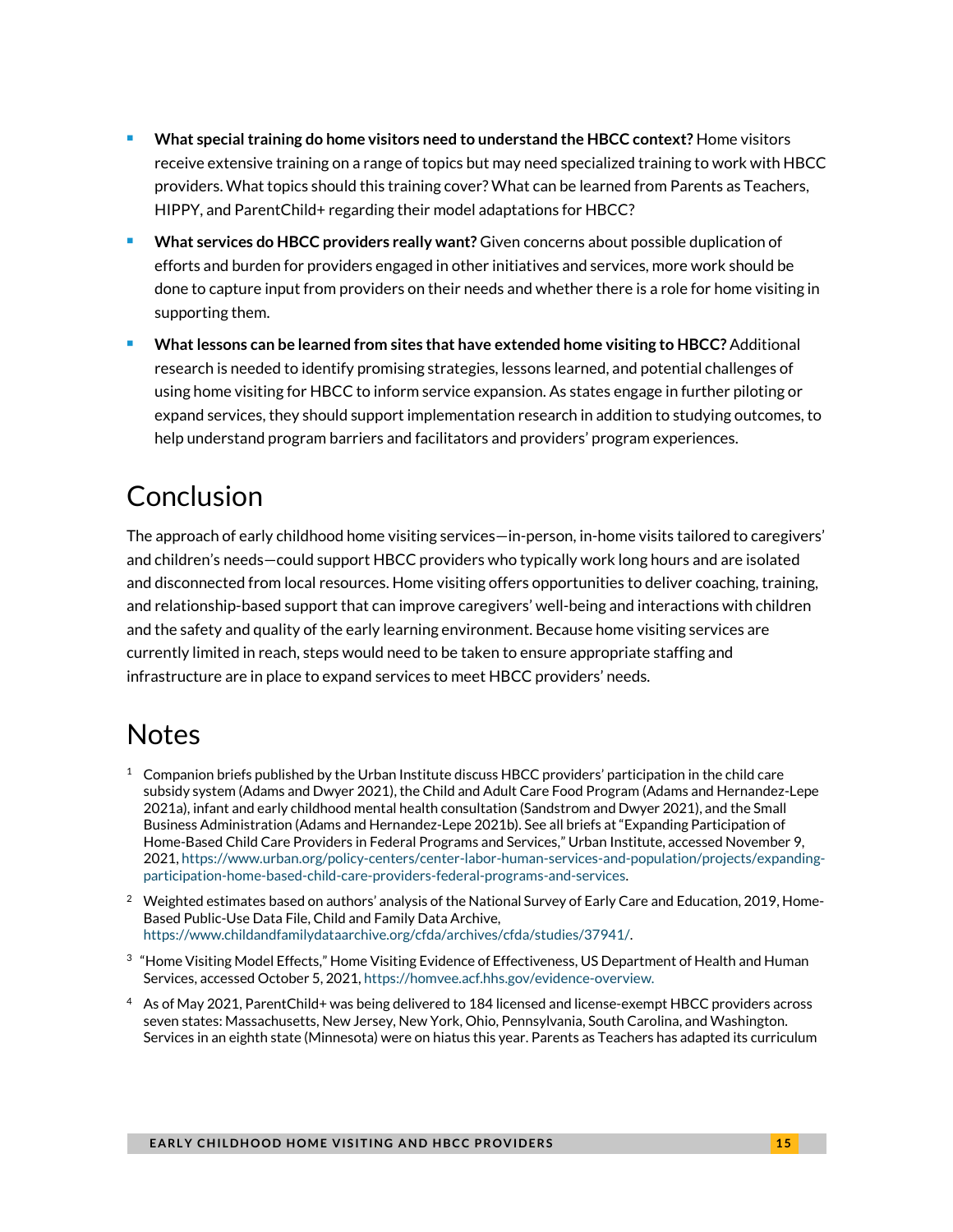- **What special training do home visitors need to understand the HBCC context?** Home visitors receive extensive training on a range of topics but may need specialized training to work with HBCC providers. What topics should this training cover? What can be learned from Parents as Teachers, HIPPY, and ParentChild+ regarding their model adaptations for HBCC?
- **What services do HBCC providers really want?** Given concerns about possible duplication of efforts and burden for providers engaged in other initiatives and services, more work should be done to capture input from providers on their needs and whether there is a role for home visiting in supporting them.
- **What lessons can be learned from sites that have extended home visiting to HBCC?** Additional research is needed to identify promising strategies, lessons learned, and potential challenges of using home visiting for HBCC to inform service expansion. As states engage in further piloting or expand services, they should support implementation research in addition to studying outcomes, to help understand program barriers and facilitators and providers' program experiences.

# Conclusion

The approach of early childhood home visiting services—in-person, in-home visits tailored to caregivers' and children's needs—could support HBCC providers who typically work long hours and are isolated and disconnected from local resources. Home visiting offers opportunities to deliver coaching, training, and relationship-based support that can improve caregivers' well-being and interactions with children and the safety and quality of the early learning environment. Because home visiting services are currently limited in reach, steps would need to be taken to ensure appropriate staffing and infrastructure are in place to expand services to meet HBCC providers' needs.

# Notes

1. Companion briefs published by the Urban Institute discuss HBCC providers' participation in the child care subsidy system (Adams and Dwyer 2021), the Child and Adult Care Food Program (Adams and Hernandez-Lepe 2021a), infant and early childhood mental health consultation (Sandstrom and Dwyer 2021), and the Small Business Administration (Adams and Hernandez-Lepe 2021b). See all briefs at "Expanding Participation of Home-Based Child Care Providers in Federal Programs and Services," Urban Institute, accessed November 9, 2021, https://www.urban.org/policy-centers/center-labor-human-services-and-population/projects/expanding-participation-home-based-child-care-providers-federal-programs-and-services.
2. Weighted estimates based on authors' analysis of the National Survey of Early Care and Education, 2019, Home-Based Public-Use Data File, Child and Family Data Archive, https://www.childandfamilydataarchive.org/cfda/archives/cfda/studies/37941/.
3. "Home Visiting Model Effects," Home Visiting Evidence of Effectiveness, US Department of Health and Human Services, accessed October 5, 2021, https://homvee.acf.hhs.gov/evidence-overview.
4. As of May 2021, ParentChild+ was being delivered to 184 licensed and license-exempt HBCC providers across seven states: Massachusetts, New Jersey, New York, Ohio, Pennsylvania, South Carolina, and Washington. Services in an eighth state (Minnesota) were on hiatus this year. Parents as Teachers has adapted its curriculum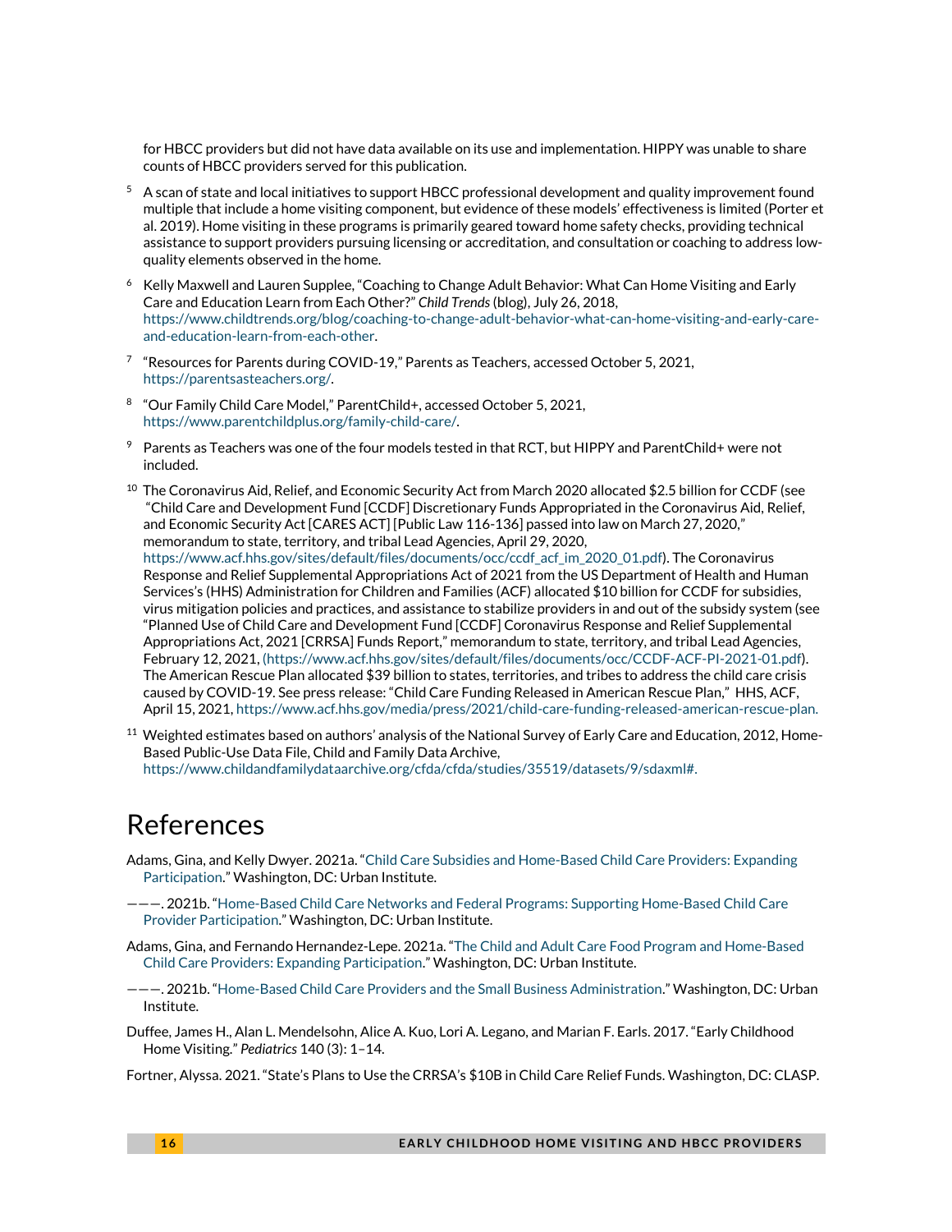for HBCC providers but did not have data available on its use and implementation. HIPPY was unable to share counts of HBCC providers served for this publication.

[5] A scan of state and local initiatives to support HBCC professional development and quality improvement found multiple that include a home visiting component, but evidence of these models' effectiveness is limited (Porter et al. 2019). Home visiting in these programs is primarily geared toward home safety checks, providing technical assistance to support providers pursuing licensing or accreditation, and consultation or coaching to address low-quality elements observed in the home.

[6] Kelly Maxwell and Lauren Supplee, "Coaching to Change Adult Behavior: What Can Home Visiting and Early Care and Education Learn from Each Other?" *Child Trends* (blog), July 26, 2018, https://www.childtrends.org/blog/coaching-to-change-adult-behavior-what-can-home-visiting-and-early-care-and-education-learn-from-each-other.

[7] "Resources for Parents during COVID-19," Parents as Teachers, accessed October 5, 2021, https://parentsasteachers.org/.

[8] "Our Family Child Care Model," ParentChild+, accessed October 5, 2021, https://www.parentchildplus.org/family-child-care/.

[9] Parents as Teachers was one of the four models tested in that RCT, but HIPPY and ParentChild+ were not included.

[10] The Coronavirus Aid, Relief, and Economic Security Act from March 2020 allocated $2.5 billion for CCDF (see "Child Care and Development Fund [CCDF] Discretionary Funds Appropriated in the Coronavirus Aid, Relief, and Economic Security Act [CARES ACT] [Public Law 116-136] passed into law on March 27, 2020," memorandum to state, territory, and tribal Lead Agencies, April 29, 2020, https://www.acf.hhs.gov/sites/default/files/documents/occ/ccdf_acf_im_2020_01.pdf). The Coronavirus Response and Relief Supplemental Appropriations Act of 2021 from the US Department of Health and Human Services's (HHS) Administration for Children and Families (ACF) allocated $10 billion for CCDF for subsidies, virus mitigation policies and practices, and assistance to stabilize providers in and out of the subsidy system (see "Planned Use of Child Care and Development Fund [CCDF] Coronavirus Response and Relief Supplemental Appropriations Act, 2021 [CRRSA] Funds Report," memorandum to state, territory, and tribal Lead Agencies, February 12, 2021, (https://www.acf.hhs.gov/sites/default/files/documents/occ/CCDF-ACF-PI-2021-01.pdf). The American Rescue Plan allocated $39 billion to states, territories, and tribes to address the child care crisis caused by COVID-19. See press release: "Child Care Funding Released in American Rescue Plan," HHS, ACF, April 15, 2021, https://www.acf.hhs.gov/media/press/2021/child-care-funding-released-american-rescue-plan.

[11] Weighted estimates based on authors' analysis of the National Survey of Early Care and Education, 2012, Home-Based Public-Use Data File, Child and Family Data Archive, https://www.childandfamilydataarchive.org/cfda/cfda/studies/35519/datasets/9/sdaxml#.

# References

Adams, Gina, and Kelly Dwyer. 2021a. "Child Care Subsidies and Home-Based Child Care Providers: Expanding Participation." Washington, DC: Urban Institute.

———. 2021b. "Home-Based Child Care Networks and Federal Programs: Supporting Home-Based Child Care Provider Participation." Washington, DC: Urban Institute.

Adams, Gina, and Fernando Hernandez-Lepe. 2021a. "The Child and Adult Care Food Program and Home-Based Child Care Providers: Expanding Participation." Washington, DC: Urban Institute.

———. 2021b. "Home-Based Child Care Providers and the Small Business Administration." Washington, DC: Urban Institute.

Duffee, James H., Alan L. Mendelsohn, Alice A. Kuo, Lori A. Legano, and Marian F. Earls. 2017. "Early Childhood Home Visiting." *Pediatrics* 140 (3): 1–14.

Fortner, Alyssa. 2021. "State's Plans to Use the CRRSA's $10B in Child Care Relief Funds. Washington, DC: CLASP.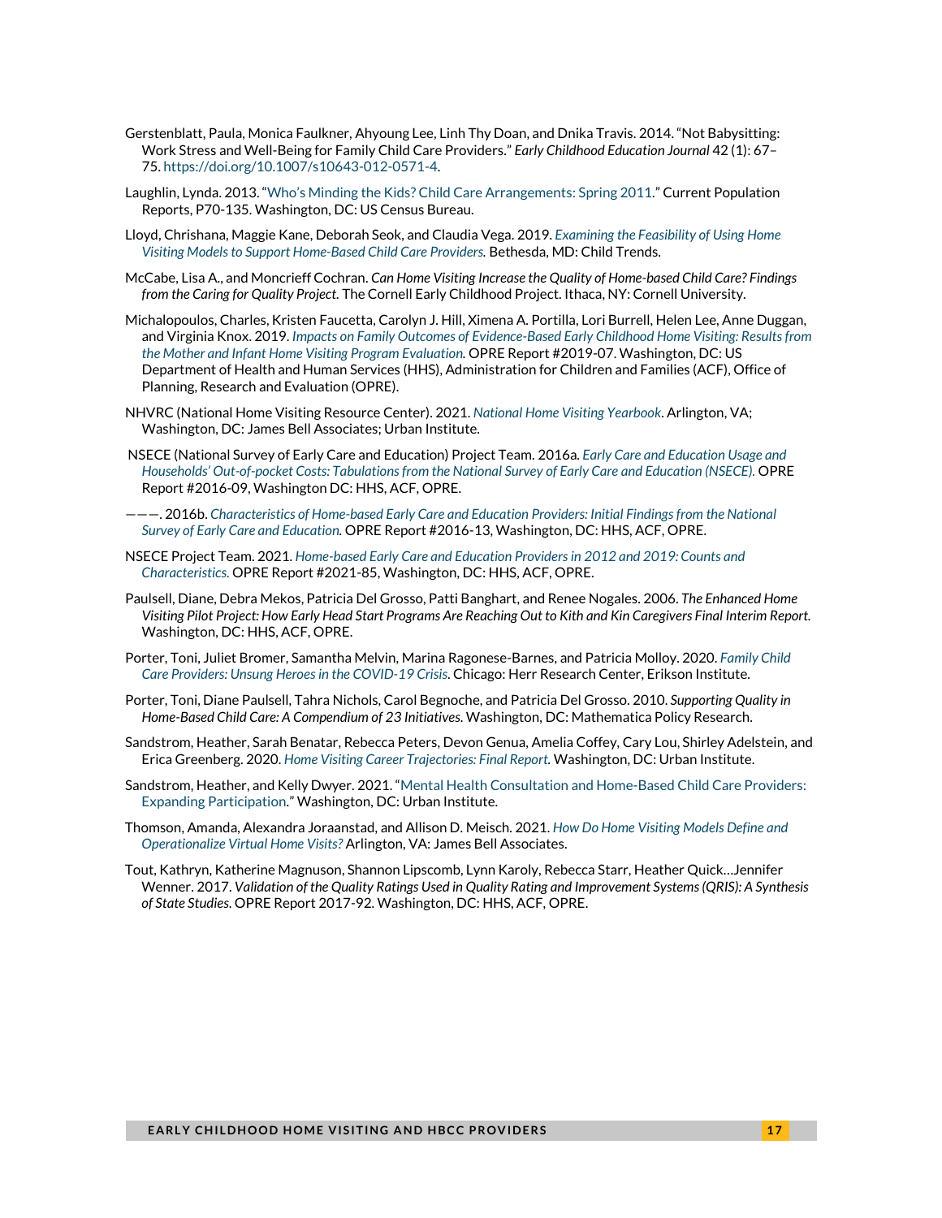Gerstenblatt, Paula, Monica Faulkner, Ahyoung Lee, Linh Thy Doan, and Dnika Travis. 2014. "Not Babysitting: Work Stress and Well-Being for Family Child Care Providers." *Early Childhood Education Journal* 42 (1): 67–75. https://doi.org/10.1007/s10643-012-0571-4.

Laughlin, Lynda. 2013. "Who's Minding the Kids? Child Care Arrangements: Spring 2011." Current Population Reports, P70-135. Washington, DC: US Census Bureau.

Lloyd, Chrishana, Maggie Kane, Deborah Seok, and Claudia Vega. 2019. *Examining the Feasibility of Using Home Visiting Models to Support Home-Based Child Care Providers.* Bethesda, MD: Child Trends.

McCabe, Lisa A., and Moncrieff Cochran. *Can Home Visiting Increase the Quality of Home-based Child Care? Findings from the Caring for Quality Project.* The Cornell Early Childhood Project. Ithaca, NY: Cornell University.

Michalopoulos, Charles, Kristen Faucetta, Carolyn J. Hill, Ximena A. Portilla, Lori Burrell, Helen Lee, Anne Duggan, and Virginia Knox. 2019. *Impacts on Family Outcomes of Evidence-Based Early Childhood Home Visiting: Results from the Mother and Infant Home Visiting Program Evaluation.* OPRE Report #2019-07. Washington, DC: US Department of Health and Human Services (HHS), Administration for Children and Families (ACF), Office of Planning, Research and Evaluation (OPRE).

NHVRC (National Home Visiting Resource Center). 2021. *National Home Visiting Yearbook*. Arlington, VA; Washington, DC: James Bell Associates; Urban Institute.

NSECE (National Survey of Early Care and Education) Project Team. 2016a. *Early Care and Education Usage and Households' Out-of-pocket Costs: Tabulations from the National Survey of Early Care and Education (NSECE).* OPRE Report #2016-09, Washington DC: HHS, ACF, OPRE.

———. 2016b. *Characteristics of Home-based Early Care and Education Providers: Initial Findings from the National Survey of Early Care and Education.* OPRE Report #2016-13, Washington, DC: HHS, ACF, OPRE.

NSECE Project Team. 2021. *Home-based Early Care and Education Providers in 2012 and 2019: Counts and Characteristics.* OPRE Report #2021-85, Washington, DC: HHS, ACF, OPRE.

Paulsell, Diane, Debra Mekos, Patricia Del Grosso, Patti Banghart, and Renee Nogales. 2006. *The Enhanced Home Visiting Pilot Project: How Early Head Start Programs Are Reaching Out to Kith and Kin Caregivers Final Interim Report.* Washington, DC: HHS, ACF, OPRE.

Porter, Toni, Juliet Bromer, Samantha Melvin, Marina Ragonese-Barnes, and Patricia Molloy. 2020. *Family Child Care Providers: Unsung Heroes in the COVID-19 Crisis*. Chicago: Herr Research Center, Erikson Institute.

Porter, Toni, Diane Paulsell, Tahra Nichols, Carol Begnoche, and Patricia Del Grosso. 2010. *Supporting Quality in Home-Based Child Care: A Compendium of 23 Initiatives.* Washington, DC: Mathematica Policy Research.

Sandstrom, Heather, Sarah Benatar, Rebecca Peters, Devon Genua, Amelia Coffey, Cary Lou, Shirley Adelstein, and Erica Greenberg. 2020. *Home Visiting Career Trajectories: Final Report.* Washington, DC: Urban Institute.

Sandstrom, Heather, and Kelly Dwyer. 2021. "Mental Health Consultation and Home-Based Child Care Providers: Expanding Participation." Washington, DC: Urban Institute.

Thomson, Amanda, Alexandra Joraanstad, and Allison D. Meisch. 2021. *How Do Home Visiting Models Define and Operationalize Virtual Home Visits?* Arlington, VA: James Bell Associates.

Tout, Kathryn, Katherine Magnuson, Shannon Lipscomb, Lynn Karoly, Rebecca Starr, Heather Quick…Jennifer Wenner. 2017. *Validation of the Quality Ratings Used in Quality Rating and Improvement Systems (QRIS): A Synthesis of State Studies.* OPRE Report 2017-92. Washington, DC: HHS, ACF, OPRE.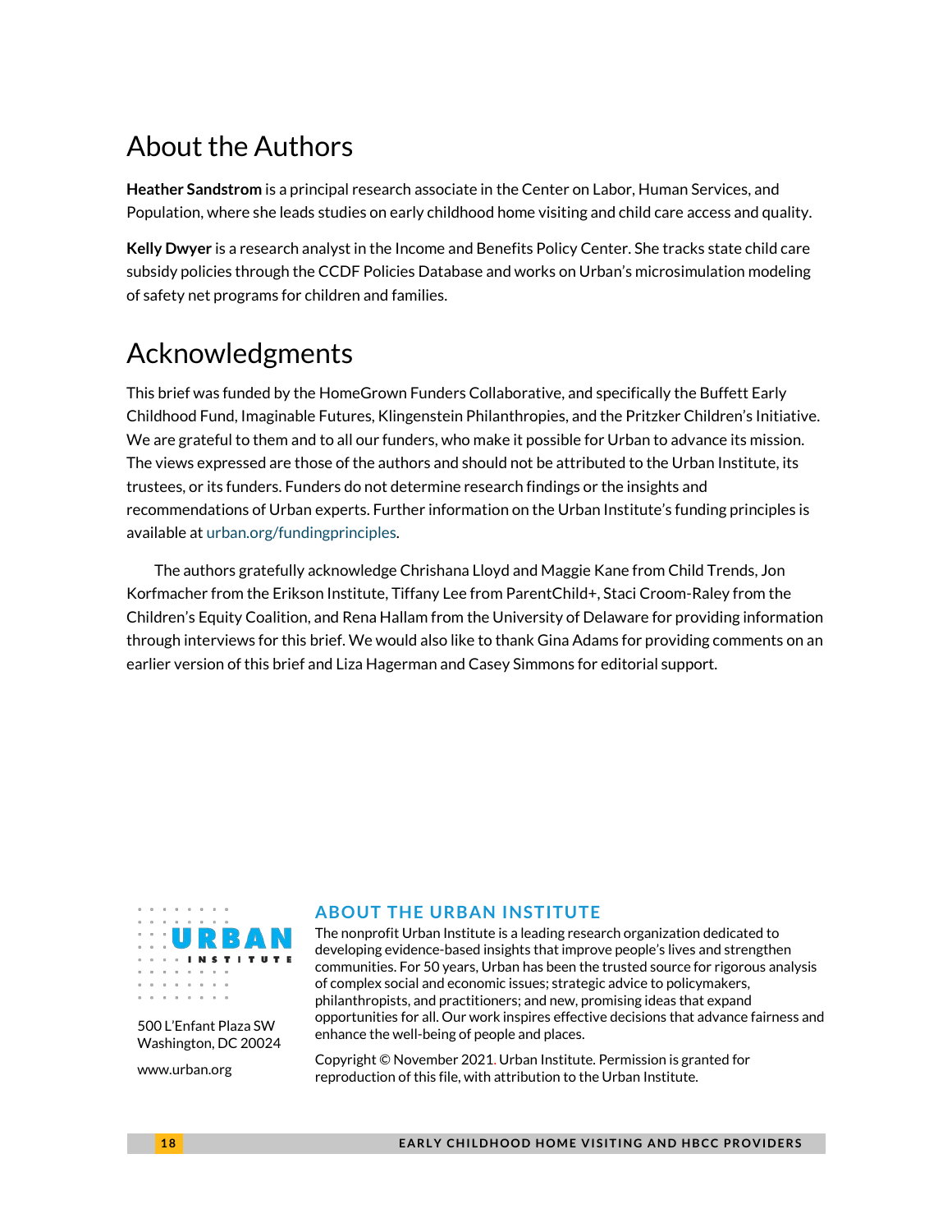# About the Authors

**Heather Sandstrom** is a principal research associate in the Center on Labor, Human Services, and Population, where she leads studies on early childhood home visiting and child care access and quality.

**Kelly Dwyer** is a research analyst in the Income and Benefits Policy Center. She tracks state child care subsidy policies through the CCDF Policies Database and works on Urban's microsimulation modeling of safety net programs for children and families.

# Acknowledgments

This brief was funded by the HomeGrown Funders Collaborative, and specifically the Buffett Early Childhood Fund, Imaginable Futures, Klingenstein Philanthropies, and the Pritzker Children's Initiative. We are grateful to them and to all our funders, who make it possible for Urban to advance its mission. The views expressed are those of the authors and should not be attributed to the Urban Institute, its trustees, or its funders. Funders do not determine research findings or the insights and recommendations of Urban experts. Further information on the Urban Institute's funding principles is available at urban.org/fundingprinciples.

The authors gratefully acknowledge Chrishana Lloyd and Maggie Kane from Child Trends, Jon Korfmacher from the Erikson Institute, Tiffany Lee from ParentChild+, Staci Croom-Raley from the Children's Equity Coalition, and Rena Hallam from the University of Delaware for providing information through interviews for this brief. We would also like to thank Gina Adams for providing comments on an earlier version of this brief and Liza Hagerman and Casey Simmons for editorial support.

URBAN INSTITUTE

500 L'Enfant Plaza SW
Washington, DC 20024

www.urban.org

## ABOUT THE URBAN INSTITUTE

The nonprofit Urban Institute is a leading research organization dedicated to developing evidence-based insights that improve people's lives and strengthen communities. For 50 years, Urban has been the trusted source for rigorous analysis of complex social and economic issues; strategic advice to policymakers, philanthropists, and practitioners; and new, promising ideas that expand opportunities for all. Our work inspires effective decisions that advance fairness and enhance the well-being of people and places.

Copyright © November 2021. Urban Institute. Permission is granted for reproduction of this file, with attribution to the Urban Institute.